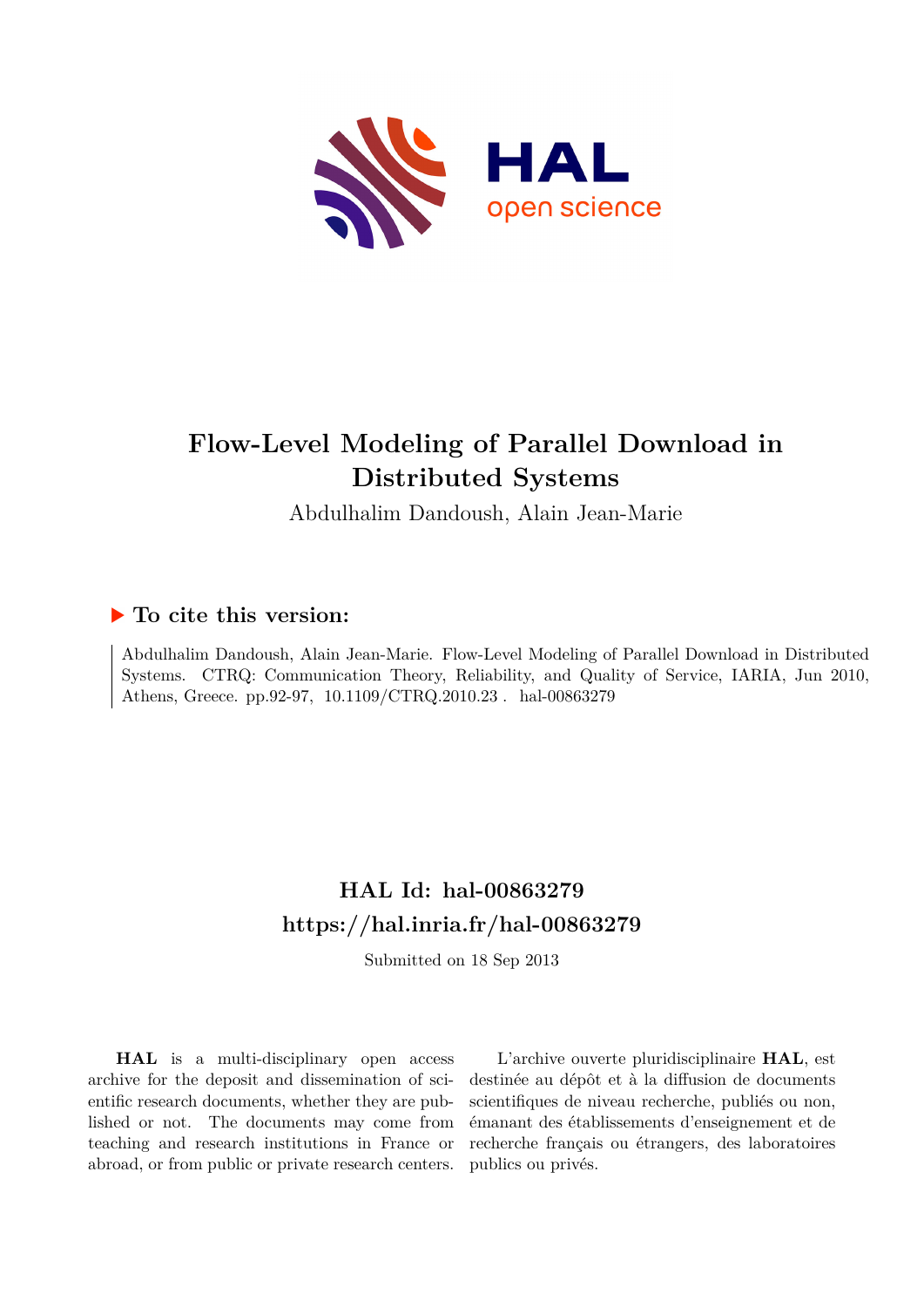# Flow-Level Modeling of Parallel Download in Distributed Systems

Abdulhalim Dandoush, Alain Jean-Marie

## ▶ To cite this version:

Abdulhalim Dandoush, Alain Jean-Marie. Flow-Level Modeling of Parallel Download in Distributed Systems. CTRQ: Communication Theory, Reliability, and Quality of Service, IARIA, Jun 2010, Athens, Greece. pp.92-97, 10.1109/CTRQ.2010.23 . hal-00863279

## HAL Id: hal-00863279

## https://hal.inria.fr/hal-00863279

Submitted on 18 Sep 2013

**HAL** is a multi-disciplinary open access archive for the deposit and dissemination of scientific research documents, whether they are published or not. The documents may come from teaching and research institutions in France or abroad, or from public or private research centers.

L'archive ouverte pluridisciplinaire **HAL**, est destinée au dépôt et à la diffusion de documents scientifiques de niveau recherche, publiés ou non, émanant des établissements d'enseignement et de recherche français ou étrangers, des laboratoires publics ou privés.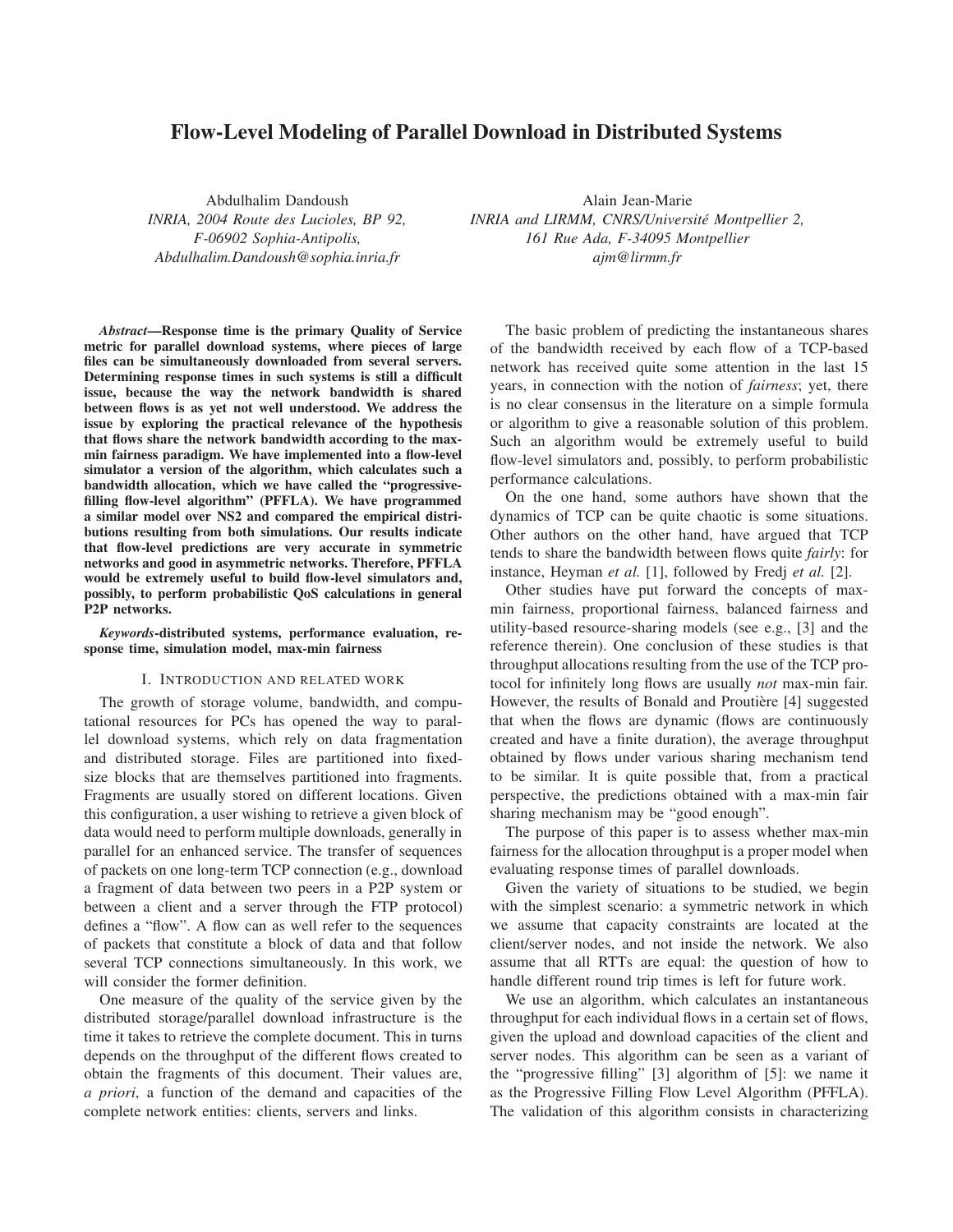# Flow-Level Modeling of Parallel Download in Distributed Systems

Abdulhalim Dandoush
*INRIA, 2004 Route des Lucioles, BP 92,*
*F-06902 Sophia-Antipolis,*
*Abdulhalim.Dandoush@sophia.inria.fr*

Alain Jean-Marie
*INRIA and LIRMM, CNRS/Université Montpellier 2,*
*161 Rue Ada, F-34095 Montpellier*
*ajm@lirmm.fr*

***Abstract*—Response time is the primary Quality of Service metric for parallel download systems, where pieces of large files can be simultaneously downloaded from several servers. Determining response times in such systems is still a difficult issue, because the way the network bandwidth is shared between flows is as yet not well understood. We address the issue by exploring the practical relevance of the hypothesis that flows share the network bandwidth according to the max-min fairness paradigm. We have implemented into a flow-level simulator a version of the algorithm, which calculates such a bandwidth allocation, which we have called the "progressive-filling flow-level algorithm" (PFFLA). We have programmed a similar model over NS2 and compared the empirical distributions resulting from both simulations. Our results indicate that flow-level predictions are very accurate in symmetric networks and good in asymmetric networks. Therefore, PFFLA would be extremely useful to build flow-level simulators and, possibly, to perform probabilistic QoS calculations in general P2P networks.**

***Keywords*-distributed systems, performance evaluation, response time, simulation model, max-min fairness**

## I. Introduction and related work

The growth of storage volume, bandwidth, and computational resources for PCs has opened the way to parallel download systems, which rely on data fragmentation and distributed storage. Files are partitioned into fixed-size blocks that are themselves partitioned into fragments. Fragments are usually stored on different locations. Given this configuration, a user wishing to retrieve a given block of data would need to perform multiple downloads, generally in parallel for an enhanced service. The transfer of sequences of packets on one long-term TCP connection (e.g., download a fragment of data between two peers in a P2P system or between a client and a server through the FTP protocol) defines a "flow". A flow can as well refer to the sequences of packets that constitute a block of data and that follow several TCP connections simultaneously. In this work, we will consider the former definition.

One measure of the quality of the service given by the distributed storage/parallel download infrastructure is the time it takes to retrieve the complete document. This in turns depends on the throughput of the different flows created to obtain the fragments of this document. Their values are, *a priori*, a function of the demand and capacities of the complete network entities: clients, servers and links.

The basic problem of predicting the instantaneous shares of the bandwidth received by each flow of a TCP-based network has received quite some attention in the last 15 years, in connection with the notion of *fairness*; yet, there is no clear consensus in the literature on a simple formula or algorithm to give a reasonable solution of this problem. Such an algorithm would be extremely useful to build flow-level simulators and, possibly, to perform probabilistic performance calculations.

On the one hand, some authors have shown that the dynamics of TCP can be quite chaotic is some situations. Other authors on the other hand, have argued that TCP tends to share the bandwidth between flows quite *fairly*: for instance, Heyman *et al.* [1], followed by Fredj *et al.* [2].

Other studies have put forward the concepts of max-min fairness, proportional fairness, balanced fairness and utility-based resource-sharing models (see e.g., [3] and the reference therein). One conclusion of these studies is that throughput allocations resulting from the use of the TCP protocol for infinitely long flows are usually *not* max-min fair. However, the results of Bonald and Proutière [4] suggested that when the flows are dynamic (flows are continuously created and have a finite duration), the average throughput obtained by flows under various sharing mechanism tend to be similar. It is quite possible that, from a practical perspective, the predictions obtained with a max-min fair sharing mechanism may be "good enough".

The purpose of this paper is to assess whether max-min fairness for the allocation throughput is a proper model when evaluating response times of parallel downloads.

Given the variety of situations to be studied, we begin with the simplest scenario: a symmetric network in which we assume that capacity constraints are located at the client/server nodes, and not inside the network. We also assume that all RTTs are equal: the question of how to handle different round trip times is left for future work.

We use an algorithm, which calculates an instantaneous throughput for each individual flows in a certain set of flows, given the upload and download capacities of the client and server nodes. This algorithm can be seen as a variant of the "progressive filling" [3] algorithm of [5]: we name it as the Progressive Filling Flow Level Algorithm (PFFLA). The validation of this algorithm consists in characterizing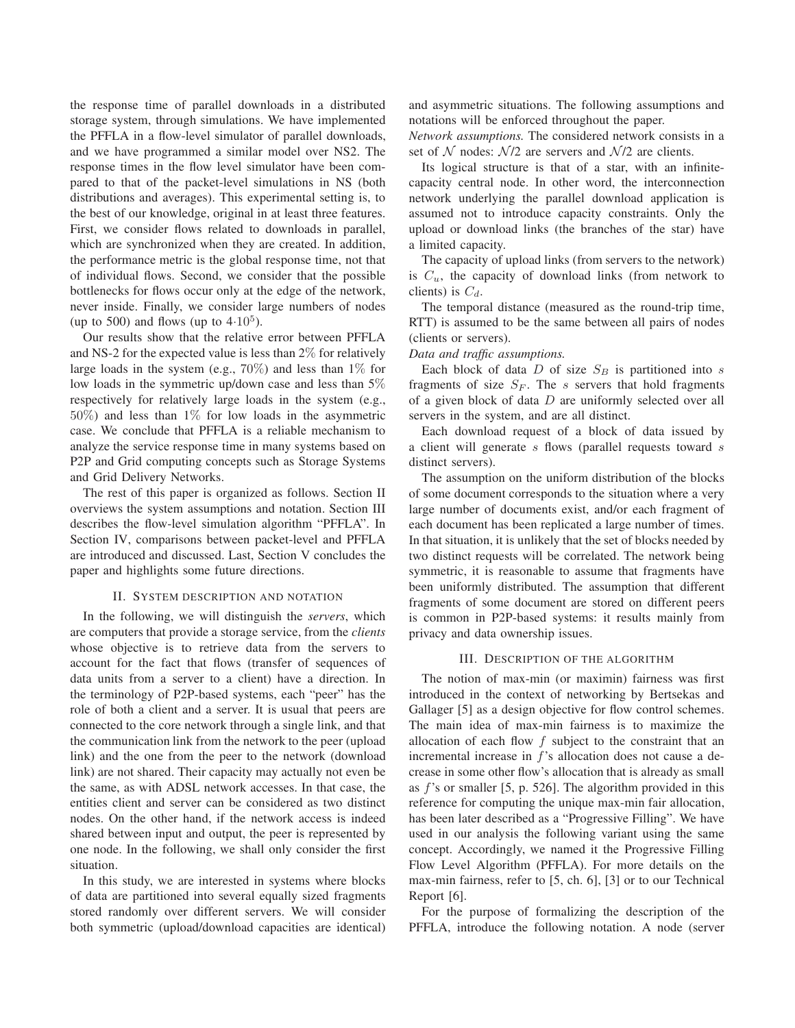the response time of parallel downloads in a distributed storage system, through simulations. We have implemented the PFFLA in a flow-level simulator of parallel downloads, and we have programmed a similar model over NS2. The response times in the flow level simulator have been compared to that of the packet-level simulations in NS (both distributions and averages). This experimental setting is, to the best of our knowledge, original in at least three features. First, we consider flows related to downloads in parallel, which are synchronized when they are created. In addition, the performance metric is the global response time, not that of individual flows. Second, we consider that the possible bottlenecks for flows occur only at the edge of the network, never inside. Finally, we consider large numbers of nodes (up to 500) and flows (up to $4{\cdot}10^5$).

Our results show that the relative error between PFFLA and NS-2 for the expected value is less than 2% for relatively large loads in the system (e.g., 70%) and less than 1% for low loads in the symmetric up/down case and less than 5% respectively for relatively large loads in the system (e.g., 50%) and less than 1% for low loads in the asymmetric case. We conclude that PFFLA is a reliable mechanism to analyze the service response time in many systems based on P2P and Grid computing concepts such as Storage Systems and Grid Delivery Networks.

The rest of this paper is organized as follows. Section II overviews the system assumptions and notation. Section III describes the flow-level simulation algorithm "PFFLA". In Section IV, comparisons between packet-level and PFFLA are introduced and discussed. Last, Section V concludes the paper and highlights some future directions.

## II. System description and notation

In the following, we will distinguish the *servers*, which are computers that provide a storage service, from the *clients* whose objective is to retrieve data from the servers to account for the fact that flows (transfer of sequences of data units from a server to a client) have a direction. In the terminology of P2P-based systems, each "peer" has the role of both a client and a server. It is usual that peers are connected to the core network through a single link, and that the communication link from the network to the peer (upload link) and the one from the peer to the network (download link) are not shared. Their capacity may actually not even be the same, as with ADSL network accesses. In that case, the entities client and server can be considered as two distinct nodes. On the other hand, if the network access is indeed shared between input and output, the peer is represented by one node. In the following, we shall only consider the first situation.

In this study, we are interested in systems where blocks of data are partitioned into several equally sized fragments stored randomly over different servers. We will consider both symmetric (upload/download capacities are identical) and asymmetric situations. The following assumptions and notations will be enforced throughout the paper.

*Network assumptions.* The considered network consists in a set of $\mathcal{N}$ nodes: $\mathcal{N}$/2 are servers and $\mathcal{N}$/2 are clients.

Its logical structure is that of a star, with an infinite-capacity central node. In other word, the interconnection network underlying the parallel download application is assumed not to introduce capacity constraints. Only the upload or download links (the branches of the star) have a limited capacity.

The capacity of upload links (from servers to the network) is $C_u$, the capacity of download links (from network to clients) is $C_d$.

The temporal distance (measured as the round-trip time, RTT) is assumed to be the same between all pairs of nodes (clients or servers).

*Data and traffic assumptions.*

Each block of data $D$ of size $S_B$ is partitioned into $s$ fragments of size $S_F$. The $s$ servers that hold fragments of a given block of data $D$ are uniformly selected over all servers in the system, and are all distinct.

Each download request of a block of data issued by a client will generate $s$ flows (parallel requests toward $s$ distinct servers).

The assumption on the uniform distribution of the blocks of some document corresponds to the situation where a very large number of documents exist, and/or each fragment of each document has been replicated a large number of times. In that situation, it is unlikely that the set of blocks needed by two distinct requests will be correlated. The network being symmetric, it is reasonable to assume that fragments have been uniformly distributed. The assumption that different fragments of some document are stored on different peers is common in P2P-based systems: it results mainly from privacy and data ownership issues.

## III. Description of the algorithm

The notion of max-min (or maximin) fairness was first introduced in the context of networking by Bertsekas and Gallager [5] as a design objective for flow control schemes. The main idea of max-min fairness is to maximize the allocation of each flow $f$ subject to the constraint that an incremental increase in $f$'s allocation does not cause a decrease in some other flow's allocation that is already as small as $f$'s or smaller [5, p. 526]. The algorithm provided in this reference for computing the unique max-min fair allocation, has been later described as a "Progressive Filling". We have used in our analysis the following variant using the same concept. Accordingly, we named it the Progressive Filling Flow Level Algorithm (PFFLA). For more details on the max-min fairness, refer to [5, ch. 6], [3] or to our Technical Report [6].

For the purpose of formalizing the description of the PFFLA, introduce the following notation. A node (server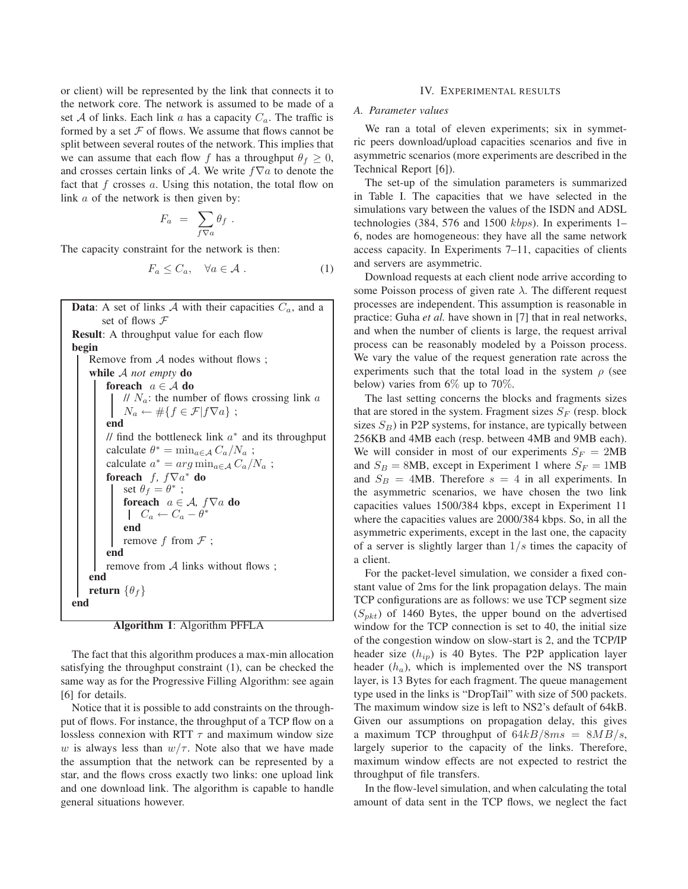or client) will be represented by the link that connects it to the network core. The network is assumed to be made of a set $\mathcal{A}$ of links. Each link $a$ has a capacity $C_a$. The traffic is formed by a set $\mathcal{F}$ of flows. We assume that flows cannot be split between several routes of the network. This implies that we can assume that each flow $f$ has a throughput $\theta_f \geq 0$, and crosses certain links of $\mathcal{A}$. We write $f \nabla a$ to denote the fact that $f$ crosses $a$. Using this notation, the total flow on link $a$ of the network is then given by:

$$F_a = \sum_{f \nabla a} \theta_f \ .$$

The capacity constraint for the network is then:

$$F_a \leq C_a, \quad \forall a \in \mathcal{A} \ . \tag{1}$$

```
Data: A set of links A with their capacities C_a, and a
      set of flows F
Result: A throughput value for each flow
begin
    Remove from A nodes without flows ;
    while A not empty do
        foreach a ∈ A do
            // N_a: the number of flows crossing link a
            N_a ← #{f ∈ F | f∇a} ;
        end
        // find the bottleneck link a* and its throughput
        calculate θ* = min_{a∈A} C_a/N_a ;
        calculate a* = arg min_{a∈A} C_a/N_a ;
        foreach f, f∇a* do
            set θ_f = θ* ;
            foreach a ∈ A, f∇a do
                C_a ← C_a − θ*
            end
            remove f from F ;
        end
        remove from A links without flows ;
    end
    return {θ_f}
end
```

**Algorithm 1**: Algorithm PFFLA

The fact that this algorithm produces a max-min allocation satisfying the throughput constraint (1), can be checked the same way as for the Progressive Filling Algorithm: see again [6] for details.

Notice that it is possible to add constraints on the throughput of flows. For instance, the throughput of a TCP flow on a lossless connexion with RTT $\tau$ and maximum window size $w$ is always less than $w/\tau$. Note also that we have made the assumption that the network can be represented by a star, and the flows cross exactly two links: one upload link and one download link. The algorithm is capable to handle general situations however.

## IV. Experimental results

### A. Parameter values

We ran a total of eleven experiments; six in symmetric peers download/upload capacities scenarios and five in asymmetric scenarios (more experiments are described in the Technical Report [6]).

The set-up of the simulation parameters is summarized in Table I. The capacities that we have selected in the simulations vary between the values of the ISDN and ADSL technologies (384, 576 and 1500 $kbps$). In experiments 1–6, nodes are homogeneous: they have all the same network access capacity. In Experiments 7–11, capacities of clients and servers are asymmetric.

Download requests at each client node arrive according to some Poisson process of given rate $\lambda$. The different request processes are independent. This assumption is reasonable in practice: Guha *et al.* have shown in [7] that in real networks, and when the number of clients is large, the request arrival process can be reasonably modeled by a Poisson process. We vary the value of the request generation rate across the experiments such that the total load in the system $\rho$ (see below) varies from 6% up to 70%.

The last setting concerns the blocks and fragments sizes that are stored in the system. Fragment sizes $S_F$ (resp. block sizes $S_B$) in P2P systems, for instance, are typically between 256KB and 4MB each (resp. between 4MB and 9MB each). We will consider in most of our experiments $S_F$ = 2MB and $S_B$ = 8MB, except in Experiment 1 where $S_F$ = 1MB and $S_B$ = 4MB. Therefore $s = 4$ in all experiments. In the asymmetric scenarios, we have chosen the two link capacities values 1500/384 kbps, except in Experiment 11 where the capacities values are 2000/384 kbps. So, in all the asymmetric experiments, except in the last one, the capacity of a server is slightly larger than $1/s$ times the capacity of a client.

For the packet-level simulation, we consider a fixed constant value of 2ms for the link propagation delays. The main TCP configurations are as follows: we use TCP segment size ($S_{pkt}$) of 1460 Bytes, the upper bound on the advertised window for the TCP connection is set to 40, the initial size of the congestion window on slow-start is 2, and the TCP/IP header size ($h_{ip}$) is 40 Bytes. The P2P application layer header ($h_a$), which is implemented over the NS transport layer, is 13 Bytes for each fragment. The queue management type used in the links is "DropTail" with size of 500 packets. The maximum window size is left to NS2's default of 64kB. Given our assumptions on propagation delay, this gives a maximum TCP throughput of $64kB/8ms = 8MB/s$, largely superior to the capacity of the links. Therefore, maximum window effects are not expected to restrict the throughput of file transfers.

In the flow-level simulation, and when calculating the total amount of data sent in the TCP flows, we neglect the fact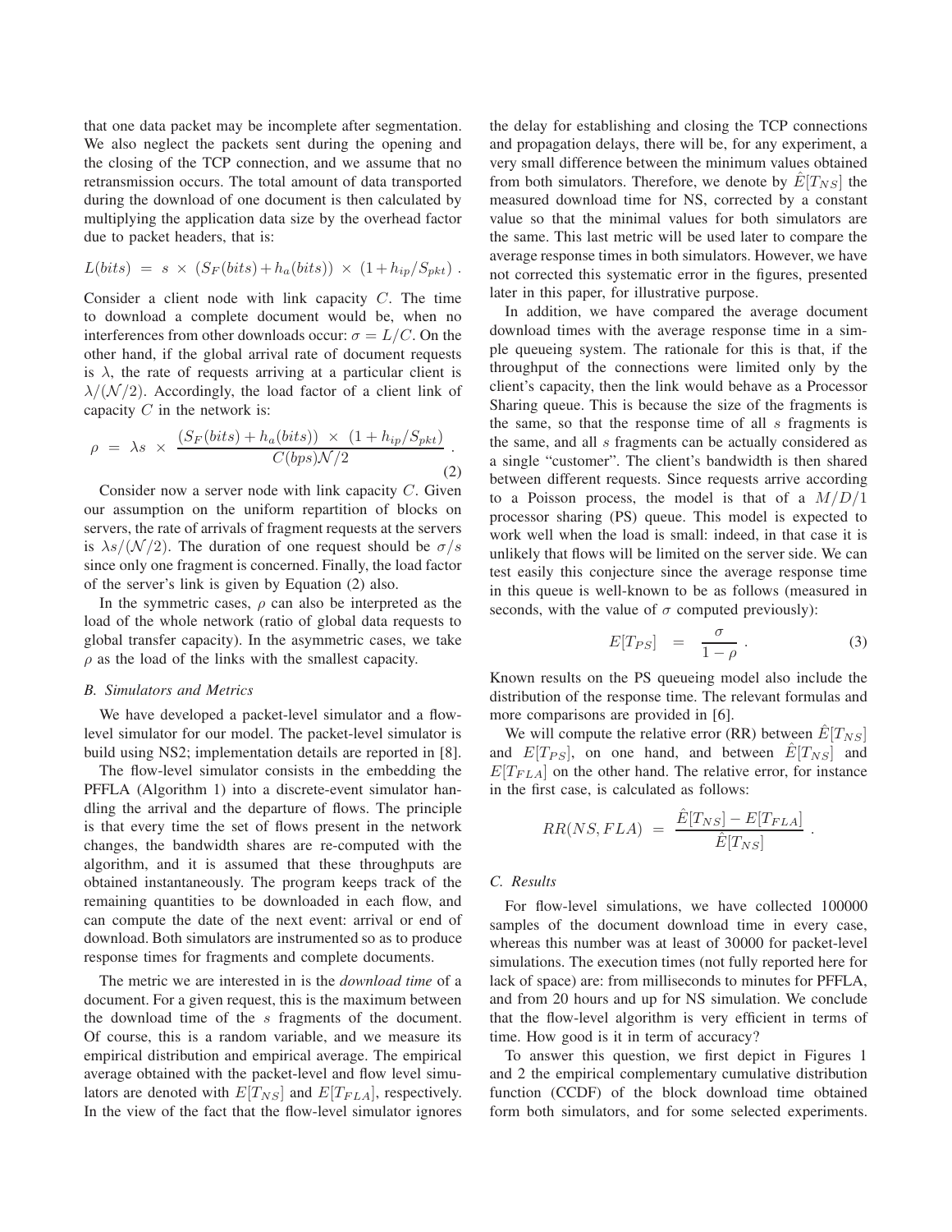that one data packet may be incomplete after segmentation. We also neglect the packets sent during the opening and the closing of the TCP connection, and we assume that no retransmission occurs. The total amount of data transported during the download of one document is then calculated by multiplying the application data size by the overhead factor due to packet headers, that is:

$$L(bits) \ = \ s \ \times \ (S_F(bits) + h_a(bits)) \ \times \ (1 + h_{ip}/S_{pkt}) \ .$$

Consider a client node with link capacity $C$. The time to download a complete document would be, when no interferences from other downloads occur: $\sigma = L/C$. On the other hand, if the global arrival rate of document requests is $\lambda$, the rate of requests arriving at a particular client is $\lambda/(\mathcal{N}/2)$. Accordingly, the load factor of a client link of capacity $C$ in the network is:

$$\rho \ = \ \lambda s \ \times \ \frac{(S_F(bits) + h_a(bits)) \ \times \ (1 + h_{ip}/S_{pkt})}{C(bps)\mathcal{N}/2} \ . \tag{2}$$

Consider now a server node with link capacity $C$. Given our assumption on the uniform repartition of blocks on servers, the rate of arrivals of fragment requests at the servers is $\lambda s/(\mathcal{N}/2)$. The duration of one request should be $\sigma/s$ since only one fragment is concerned. Finally, the load factor of the server's link is given by Equation (2) also.

In the symmetric cases, $\rho$ can also be interpreted as the load of the whole network (ratio of global data requests to global transfer capacity). In the asymmetric cases, we take $\rho$ as the load of the links with the smallest capacity.

### *B. Simulators and Metrics*

We have developed a packet-level simulator and a flow-level simulator for our model. The packet-level simulator is build using NS2; implementation details are reported in [8].

The flow-level simulator consists in the embedding the PFFLA (Algorithm 1) into a discrete-event simulator handling the arrival and the departure of flows. The principle is that every time the set of flows present in the network changes, the bandwidth shares are re-computed with the algorithm, and it is assumed that these throughputs are obtained instantaneously. The program keeps track of the remaining quantities to be downloaded in each flow, and can compute the date of the next event: arrival or end of download. Both simulators are instrumented so as to produce response times for fragments and complete documents.

The metric we are interested in is the *download time* of a document. For a given request, this is the maximum between the download time of the $s$ fragments of the document. Of course, this is a random variable, and we measure its empirical distribution and empirical average. The empirical average obtained with the packet-level and flow level simulators are denoted with $E[T_{NS}]$ and $E[T_{FLA}]$, respectively. In the view of the fact that the flow-level simulator ignores the delay for establishing and closing the TCP connections and propagation delays, there will be, for any experiment, a very small difference between the minimum values obtained from both simulators. Therefore, we denote by $\hat{E}[T_{NS}]$ the measured download time for NS, corrected by a constant value so that the minimal values for both simulators are the same. This last metric will be used later to compare the average response times in both simulators. However, we have not corrected this systematic error in the figures, presented later in this paper, for illustrative purpose.

In addition, we have compared the average document download times with the average response time in a simple queueing system. The rationale for this is that, if the throughput of the connections were limited only by the client's capacity, then the link would behave as a Processor Sharing queue. This is because the size of the fragments is the same, so that the response time of all $s$ fragments is the same, and all $s$ fragments can be actually considered as a single "customer". The client's bandwidth is then shared between different requests. Since requests arrive according to a Poisson process, the model is that of a $M/D/1$ processor sharing (PS) queue. This model is expected to work well when the load is small: indeed, in that case it is unlikely that flows will be limited on the server side. We can test easily this conjecture since the average response time in this queue is well-known to be as follows (measured in seconds, with the value of $\sigma$ computed previously):

$$E[T_{PS}] \quad = \quad \frac{\sigma}{1-\rho} \ . \tag{3}$$

Known results on the PS queueing model also include the distribution of the response time. The relevant formulas and more comparisons are provided in [6].

We will compute the relative error (RR) between $\hat{E}[T_{NS}]$ and $E[T_{PS}]$, on one hand, and between $\hat{E}[T_{NS}]$ and $E[T_{FLA}]$ on the other hand. The relative error, for instance in the first case, is calculated as follows:

$$RR(NS, FLA) \ = \ \frac{\hat{E}[T_{NS}] - E[T_{FLA}]}{\hat{E}[T_{NS}]} \ .$$

### *C. Results*

For flow-level simulations, we have collected 100000 samples of the document download time in every case, whereas this number was at least of 30000 for packet-level simulations. The execution times (not fully reported here for lack of space) are: from milliseconds to minutes for PFFLA, and from 20 hours and up for NS simulation. We conclude that the flow-level algorithm is very efficient in terms of time. How good is it in term of accuracy?

To answer this question, we first depict in Figures 1 and 2 the empirical complementary cumulative distribution function (CCDF) of the block download time obtained form both simulators, and for some selected experiments.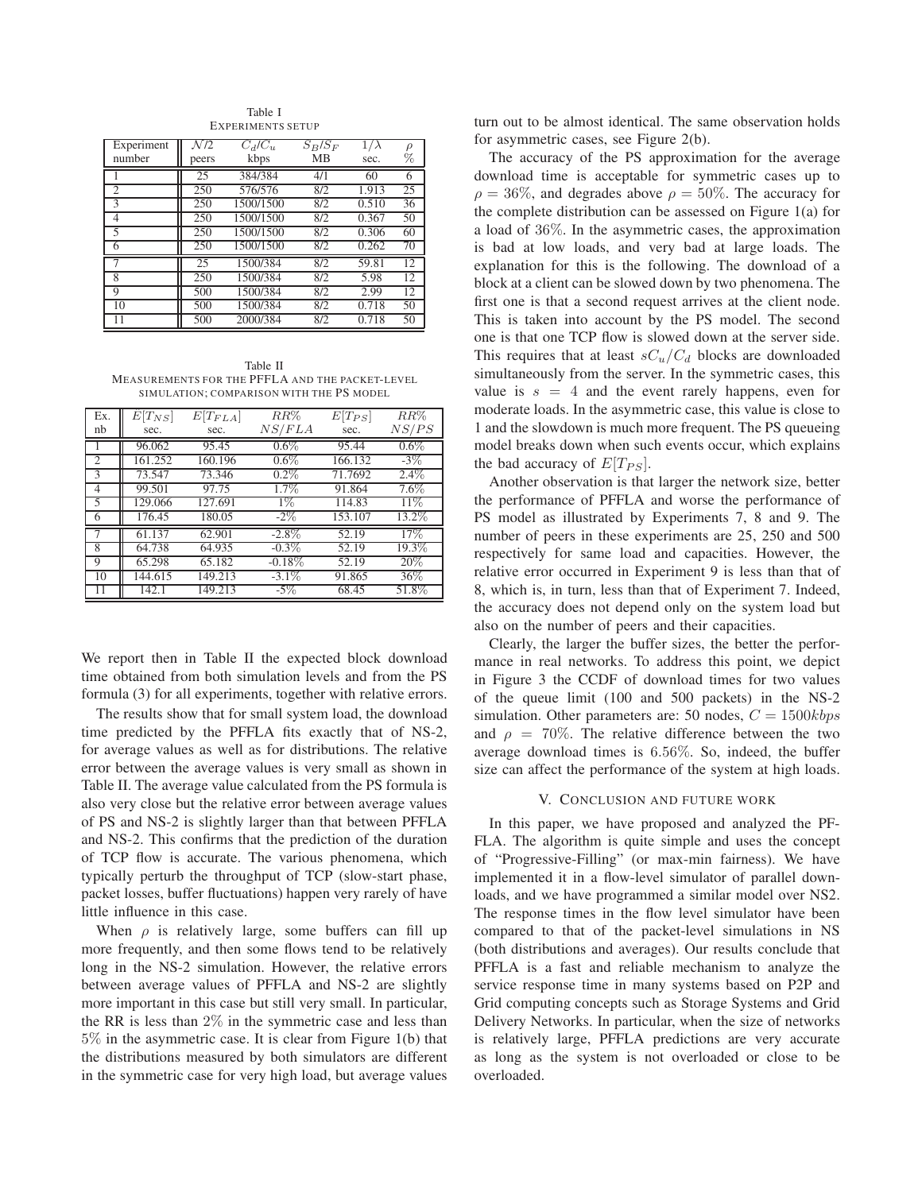Table I
EXPERIMENTS SETUP

| Experiment number | $\mathcal{N}/2$ peers | $C_d/C_u$ kbps | $S_B/S_F$ MB | $1/\lambda$ sec. | $\rho$ % |
|---|---|---|---|---|---|
| 1 | 25 | 384/384 | 4/1 | 60 | 6 |
| 2 | 250 | 576/576 | 8/2 | 1.913 | 25 |
| 3 | 250 | 1500/1500 | 8/2 | 0.510 | 36 |
| 4 | 250 | 1500/1500 | 8/2 | 0.367 | 50 |
| 5 | 250 | 1500/1500 | 8/2 | 0.306 | 60 |
| 6 | 250 | 1500/1500 | 8/2 | 0.262 | 70 |
| 7 | 25 | 1500/384 | 8/2 | 59.81 | 12 |
| 8 | 250 | 1500/384 | 8/2 | 5.98 | 12 |
| 9 | 500 | 1500/384 | 8/2 | 2.99 | 12 |
| 10 | 500 | 1500/384 | 8/2 | 0.718 | 50 |
| 11 | 500 | 2000/384 | 8/2 | 0.718 | 50 |

Table II
MEASUREMENTS FOR THE PFFLA AND THE PACKET-LEVEL SIMULATION; COMPARISON WITH THE PS MODEL

| Ex. nb | $E[T_{NS}]$ sec. | $E[T_{FLA}]$ sec. | $RR\%$ $NS/FLA$ | $E[T_{PS}]$ sec. | $RR\%$ $NS/PS$ |
|---|---|---|---|---|---|
| 1 | 96.062 | 95.45 | 0.6% | 95.44 | 0.6% |
| 2 | 161.252 | 160.196 | 0.6% | 166.132 | -3% |
| 3 | 73.547 | 73.346 | 0.2% | 71.7692 | 2.4% |
| 4 | 99.501 | 97.75 | 1.7% | 91.864 | 7.6% |
| 5 | 129.066 | 127.691 | 1% | 114.83 | 11% |
| 6 | 176.45 | 180.05 | -2% | 153.107 | 13.2% |
| 7 | 61.137 | 62.901 | -2.8% | 52.19 | 17% |
| 8 | 64.738 | 64.935 | -0.3% | 52.19 | 19.3% |
| 9 | 65.298 | 65.182 | -0.18% | 52.19 | 20% |
| 10 | 144.615 | 149.213 | -3.1% | 91.865 | 36% |
| 11 | 142.1 | 149.213 | -5% | 68.45 | 51.8% |

We report then in Table II the expected block download time obtained from both simulation levels and from the PS formula (3) for all experiments, together with relative errors.

The results show that for small system load, the download time predicted by the PFFLA fits exactly that of NS-2, for average values as well as for distributions. The relative error between the average values is very small as shown in Table II. The average value calculated from the PS formula is also very close but the relative error between average values of PS and NS-2 is slightly larger than that between PFFLA and NS-2. This confirms that the prediction of the duration of TCP flow is accurate. The various phenomena, which typically perturb the throughput of TCP (slow-start phase, packet losses, buffer fluctuations) happen very rarely of have little influence in this case.

When $\rho$ is relatively large, some buffers can fill up more frequently, and then some flows tend to be relatively long in the NS-2 simulation. However, the relative errors between average values of PFFLA and NS-2 are slightly more important in this case but still very small. In particular, the RR is less than $2\%$ in the symmetric case and less than $5\%$ in the asymmetric case. It is clear from Figure 1(b) that the distributions measured by both simulators are different in the symmetric case for very high load, but average values turn out to be almost identical. The same observation holds for asymmetric cases, see Figure 2(b).

The accuracy of the PS approximation for the average download time is acceptable for symmetric cases up to $\rho = 36\%$, and degrades above $\rho = 50\%$. The accuracy for the complete distribution can be assessed on Figure 1(a) for a load of $36\%$. In the asymmetric cases, the approximation is bad at low loads, and very bad at large loads. The explanation for this is the following. The download of a block at a client can be slowed down by two phenomena. The first one is that a second request arrives at the client node. This is taken into account by the PS model. The second one is that one TCP flow is slowed down at the server side. This requires that at least $sC_u/C_d$ blocks are downloaded simultaneously from the server. In the symmetric cases, this value is $s = 4$ and the event rarely happens, even for moderate loads. In the asymmetric case, this value is close to 1 and the slowdown is much more frequent. The PS queueing model breaks down when such events occur, which explains the bad accuracy of $E[T_{PS}]$.

Another observation is that larger the network size, better the performance of PFFLA and worse the performance of PS model as illustrated by Experiments 7, 8 and 9. The number of peers in these experiments are 25, 250 and 500 respectively for same load and capacities. However, the relative error occurred in Experiment 9 is less than that of 8, which is, in turn, less than that of Experiment 7. Indeed, the accuracy does not depend only on the system load but also on the number of peers and their capacities.

Clearly, the larger the buffer sizes, the better the performance in real networks. To address this point, we depict in Figure 3 the CCDF of download times for two values of the queue limit (100 and 500 packets) in the NS-2 simulation. Other parameters are: 50 nodes, $C = 1500kbps$ and $\rho = 70\%$. The relative difference between the two average download times is $6.56\%$. So, indeed, the buffer size can affect the performance of the system at high loads.

## V. CONCLUSION AND FUTURE WORK

In this paper, we have proposed and analyzed the PFFLA. The algorithm is quite simple and uses the concept of "Progressive-Filling" (or max-min fairness). We have implemented it in a flow-level simulator of parallel downloads, and we have programmed a similar model over NS2. The response times in the flow level simulator have been compared to that of the packet-level simulations in NS (both distributions and averages). Our results conclude that PFFLA is a fast and reliable mechanism to analyze the service response time in many systems based on P2P and Grid computing concepts such as Storage Systems and Grid Delivery Networks. In particular, when the size of networks is relatively large, PFFLA predictions are very accurate as long as the system is not overloaded or close to be overloaded.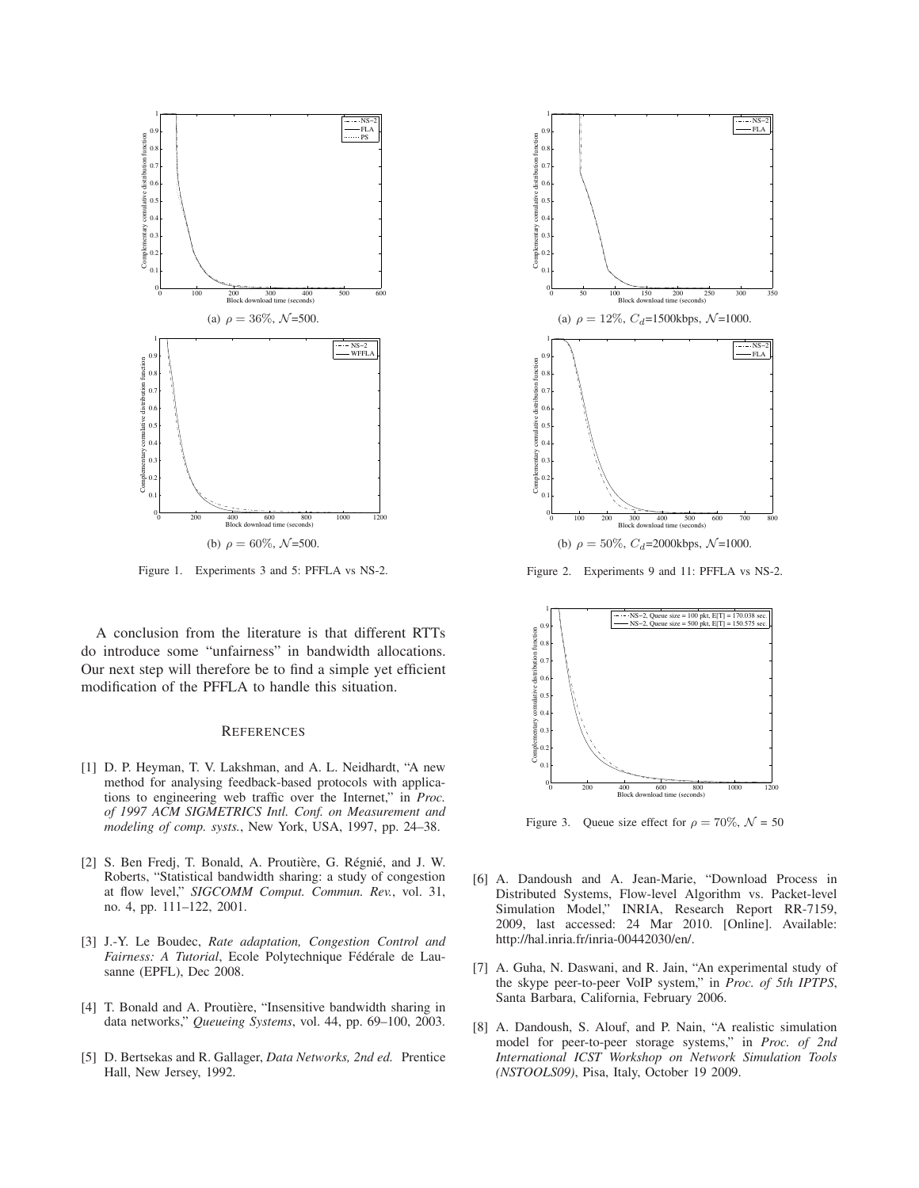Complementary cumulative distribution function

NS−2
FLA
PS

Block download time (seconds)

(a) $\rho = 36\%$, $\mathcal{N}$=500.

Complementary cumulative distribution function

NS−2
WFFLA

Block download time (seconds)

(b) $\rho = 60\%$, $\mathcal{N}$=500.

Figure 1. Experiments 3 and 5: PFFLA vs NS-2.

Complementary cumulative distribution function

NS−2
FLA

Block download time (seconds)

(a) $\rho = 12\%$, $C_d$=1500kbps, $\mathcal{N}$=1000.

Complementary cumulative distribution function

NS−2
FLA

Block download time (seconds)

(b) $\rho = 50\%$, $C_d$=2000kbps, $\mathcal{N}$=1000.

Figure 2. Experiments 9 and 11: PFFLA vs NS-2.

Complementary cumulative distribution function

NS−2, Queue size = 100 pkt, E[T] = 170.038 sec
NS−2, Queue size = 500 pkt, E[T] = 150.575 sec

Block download time (seconds)

Figure 3. Queue size effect for $\rho = 70\%$, $\mathcal{N}$ = 50

A conclusion from the literature is that different RTTs do introduce some "unfairness" in bandwidth allocations. Our next step will therefore be to find a simple yet efficient modification of the PFFLA to handle this situation.

## References

[1] D. P. Heyman, T. V. Lakshman, and A. L. Neidhardt, "A new method for analysing feedback-based protocols with applications to engineering web traffic over the Internet," in *Proc. of 1997 ACM SIGMETRICS Intl. Conf. on Measurement and modeling of comp. systs.*, New York, USA, 1997, pp. 24–38.

[2] S. Ben Fredj, T. Bonald, A. Proutière, G. Régnié, and J. W. Roberts, "Statistical bandwidth sharing: a study of congestion at flow level," *SIGCOMM Comput. Commun. Rev.*, vol. 31, no. 4, pp. 111–122, 2001.

[3] J.-Y. Le Boudec, *Rate adaptation, Congestion Control and Fairness: A Tutorial*, Ecole Polytechnique Fédérale de Lausanne (EPFL), Dec 2008.

[4] T. Bonald and A. Proutière, "Insensitive bandwidth sharing in data networks," *Queueing Systems*, vol. 44, pp. 69–100, 2003.

[5] D. Bertsekas and R. Gallager, *Data Networks, 2nd ed.* Prentice Hall, New Jersey, 1992.

[6] A. Dandoush and A. Jean-Marie, "Download Process in Distributed Systems, Flow-level Algorithm vs. Packet-level Simulation Model," INRIA, Research Report RR-7159, 2009, last accessed: 24 Mar 2010. [Online]. Available: http://hal.inria.fr/inria-00442030/en/.

[7] A. Guha, N. Daswani, and R. Jain, "An experimental study of the skype peer-to-peer VoIP system," in *Proc. of 5th IPTPS*, Santa Barbara, California, February 2006.

[8] A. Dandoush, S. Alouf, and P. Nain, "A realistic simulation model for peer-to-peer storage systems," in *Proc. of 2nd International ICST Workshop on Network Simulation Tools (NSTOOLS09)*, Pisa, Italy, October 19 2009.